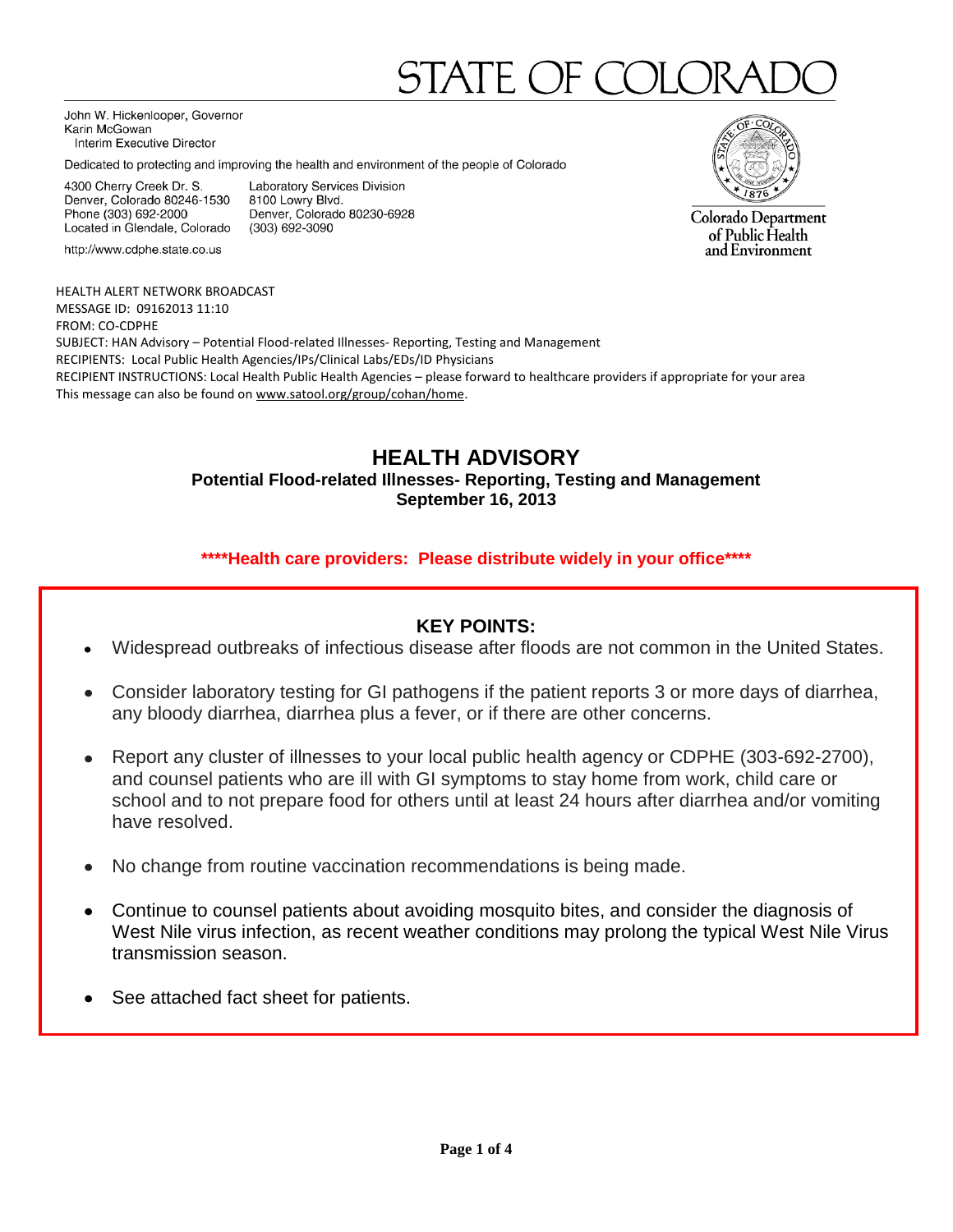# STATE OF COLORADO

John W. Hickenlooper, Governor
Karin McGowan
Interim Executive Director

Dedicated to protecting and improving the health and environment of the people of Colorado

4300 Cherry Creek Dr. S.
Denver, Colorado 80246-1530
Phone (303) 692-2000
Located in Glendale, Colorado

Laboratory Services Division
8100 Lowry Blvd.
Denver, Colorado 80230-6928
(303) 692-3090

http://www.cdphe.state.co.us

Colorado Department of Public Health and Environment

HEALTH ALERT NETWORK BROADCAST
MESSAGE ID: 09162013 11:10
FROM: CO-CDPHE
SUBJECT: HAN Advisory – Potential Flood-related Illnesses- Reporting, Testing and Management
RECIPIENTS: Local Public Health Agencies/IPs/Clinical Labs/EDs/ID Physicians
RECIPIENT INSTRUCTIONS: Local Health Public Health Agencies – please forward to healthcare providers if appropriate for your area
This message can also be found on www.satool.org/group/cohan/home.

## HEALTH ADVISORY

### Potential Flood-related Illnesses- Reporting, Testing and Management
### September 16, 2013

**\*\*\*\*Health care providers: Please distribute widely in your office\*\*\*\***

### KEY POINTS:

- Widespread outbreaks of infectious disease after floods are not common in the United States.
- Consider laboratory testing for GI pathogens if the patient reports 3 or more days of diarrhea, any bloody diarrhea, diarrhea plus a fever, or if there are other concerns.
- Report any cluster of illnesses to your local public health agency or CDPHE (303-692-2700), and counsel patients who are ill with GI symptoms to stay home from work, child care or school and to not prepare food for others until at least 24 hours after diarrhea and/or vomiting have resolved.
- No change from routine vaccination recommendations is being made.
- Continue to counsel patients about avoiding mosquito bites, and consider the diagnosis of West Nile virus infection, as recent weather conditions may prolong the typical West Nile Virus transmission season.
- See attached fact sheet for patients.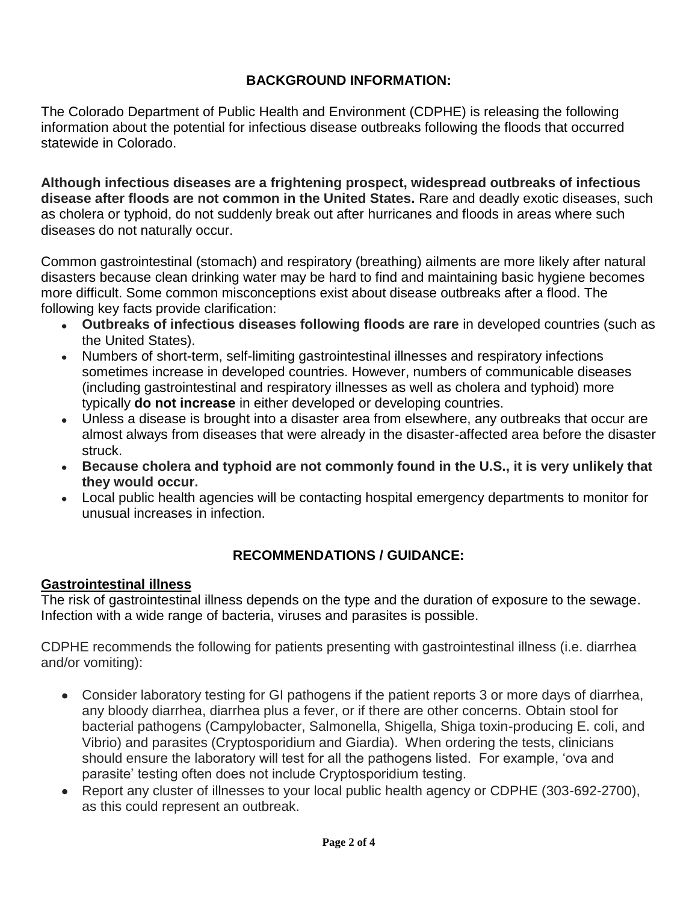## BACKGROUND INFORMATION:

The Colorado Department of Public Health and Environment (CDPHE) is releasing the following information about the potential for infectious disease outbreaks following the floods that occurred statewide in Colorado.

**Although infectious diseases are a frightening prospect, widespread outbreaks of infectious disease after floods are not common in the United States.** Rare and deadly exotic diseases, such as cholera or typhoid, do not suddenly break out after hurricanes and floods in areas where such diseases do not naturally occur.

Common gastrointestinal (stomach) and respiratory (breathing) ailments are more likely after natural disasters because clean drinking water may be hard to find and maintaining basic hygiene becomes more difficult. Some common misconceptions exist about disease outbreaks after a flood. The following key facts provide clarification:

- **Outbreaks of infectious diseases following floods are rare** in developed countries (such as the United States).
- Numbers of short-term, self-limiting gastrointestinal illnesses and respiratory infections sometimes increase in developed countries. However, numbers of communicable diseases (including gastrointestinal and respiratory illnesses as well as cholera and typhoid) more typically **do not increase** in either developed or developing countries.
- Unless a disease is brought into a disaster area from elsewhere, any outbreaks that occur are almost always from diseases that were already in the disaster-affected area before the disaster struck.
- **Because cholera and typhoid are not commonly found in the U.S., it is very unlikely that they would occur.**
- Local public health agencies will be contacting hospital emergency departments to monitor for unusual increases in infection.

## RECOMMENDATIONS / GUIDANCE:

### Gastrointestinal illness

The risk of gastrointestinal illness depends on the type and the duration of exposure to the sewage. Infection with a wide range of bacteria, viruses and parasites is possible.

CDPHE recommends the following for patients presenting with gastrointestinal illness (i.e. diarrhea and/or vomiting):

- Consider laboratory testing for GI pathogens if the patient reports 3 or more days of diarrhea, any bloody diarrhea, diarrhea plus a fever, or if there are other concerns. Obtain stool for bacterial pathogens (Campylobacter, Salmonella, Shigella, Shiga toxin-producing E. coli, and Vibrio) and parasites (Cryptosporidium and Giardia). When ordering the tests, clinicians should ensure the laboratory will test for all the pathogens listed. For example, 'ova and parasite' testing often does not include Cryptosporidium testing.
- Report any cluster of illnesses to your local public health agency or CDPHE (303-692-2700), as this could represent an outbreak.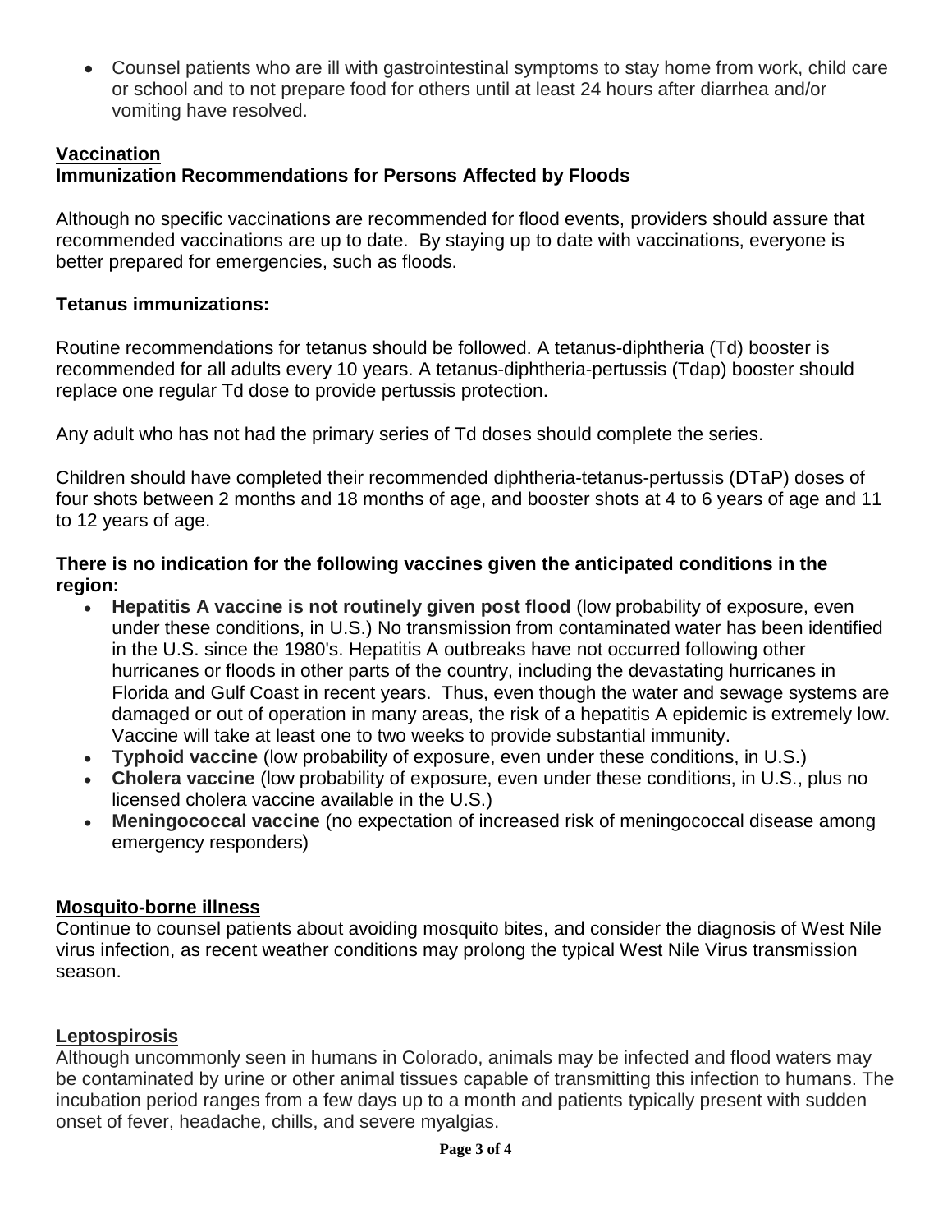- Counsel patients who are ill with gastrointestinal symptoms to stay home from work, child care or school and to not prepare food for others until at least 24 hours after diarrhea and/or vomiting have resolved.

## Vaccination

### Immunization Recommendations for Persons Affected by Floods

Although no specific vaccinations are recommended for flood events, providers should assure that recommended vaccinations are up to date. By staying up to date with vaccinations, everyone is better prepared for emergencies, such as floods.

**Tetanus immunizations:**

Routine recommendations for tetanus should be followed. A tetanus-diphtheria (Td) booster is recommended for all adults every 10 years. A tetanus-diphtheria-pertussis (Tdap) booster should replace one regular Td dose to provide pertussis protection.

Any adult who has not had the primary series of Td doses should complete the series.

Children should have completed their recommended diphtheria-tetanus-pertussis (DTaP) doses of four shots between 2 months and 18 months of age, and booster shots at 4 to 6 years of age and 11 to 12 years of age.

**There is no indication for the following vaccines given the anticipated conditions in the region:**

- **Hepatitis A vaccine is not routinely given post flood** (low probability of exposure, even under these conditions, in U.S.) No transmission from contaminated water has been identified in the U.S. since the 1980's. Hepatitis A outbreaks have not occurred following other hurricanes or floods in other parts of the country, including the devastating hurricanes in Florida and Gulf Coast in recent years. Thus, even though the water and sewage systems are damaged or out of operation in many areas, the risk of a hepatitis A epidemic is extremely low. Vaccine will take at least one to two weeks to provide substantial immunity.
- **Typhoid vaccine** (low probability of exposure, even under these conditions, in U.S.)
- **Cholera vaccine** (low probability of exposure, even under these conditions, in U.S., plus no licensed cholera vaccine available in the U.S.)
- **Meningococcal vaccine** (no expectation of increased risk of meningococcal disease among emergency responders)

## Mosquito-borne illness

Continue to counsel patients about avoiding mosquito bites, and consider the diagnosis of West Nile virus infection, as recent weather conditions may prolong the typical West Nile Virus transmission season.

## Leptospirosis

Although uncommonly seen in humans in Colorado, animals may be infected and flood waters may be contaminated by urine or other animal tissues capable of transmitting this infection to humans. The incubation period ranges from a few days up to a month and patients typically present with sudden onset of fever, headache, chills, and severe myalgias.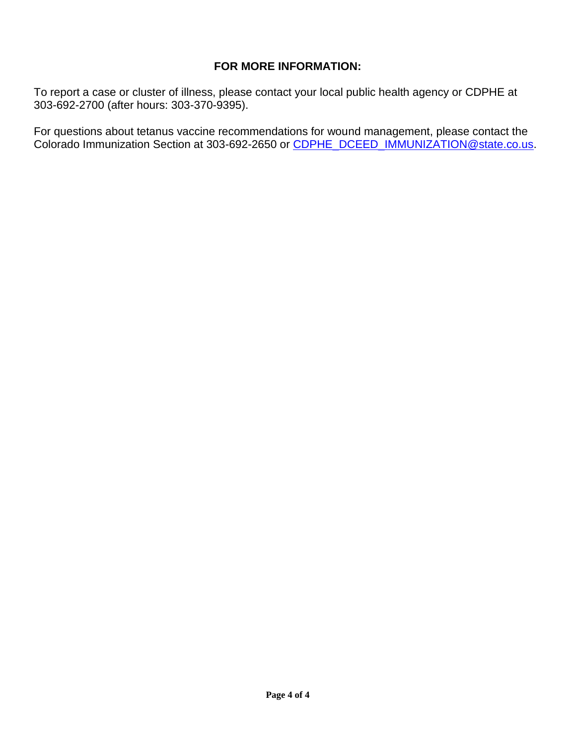## FOR MORE INFORMATION:

To report a case or cluster of illness, please contact your local public health agency or CDPHE at 303-692-2700 (after hours: 303-370-9395).

For questions about tetanus vaccine recommendations for wound management, please contact the Colorado Immunization Section at 303-692-2650 or CDPHE_DCEED_IMMUNIZATION@state.co.us.